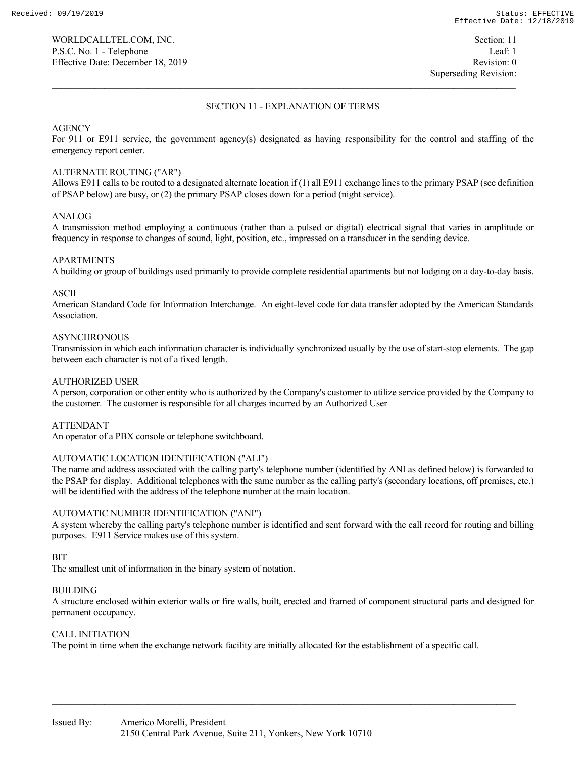# SECTION 11 - EXPLANATION OF TERMS

AGENCY
For 911 or E911 service, the government agency(s) designated as having responsibility for the control and staffing of the emergency report center.

ALTERNATE ROUTING ("AR")
Allows E911 calls to be routed to a designated alternate location if (1) all E911 exchange lines to the primary PSAP (see definition of PSAP below) are busy, or (2) the primary PSAP closes down for a period (night service).

ANALOG
A transmission method employing a continuous (rather than a pulsed or digital) electrical signal that varies in amplitude or frequency in response to changes of sound, light, position, etc., impressed on a transducer in the sending device.

APARTMENTS
A building or group of buildings used primarily to provide complete residential apartments but not lodging on a day-to-day basis.

ASCII
American Standard Code for Information Interchange. An eight-level code for data transfer adopted by the American Standards Association.

ASYNCHRONOUS
Transmission in which each information character is individually synchronized usually by the use of start-stop elements. The gap between each character is not of a fixed length.

AUTHORIZED USER
A person, corporation or other entity who is authorized by the Company's customer to utilize service provided by the Company to the customer. The customer is responsible for all charges incurred by an Authorized User

ATTENDANT
An operator of a PBX console or telephone switchboard.

AUTOMATIC LOCATION IDENTIFICATION ("ALI")
The name and address associated with the calling party's telephone number (identified by ANI as defined below) is forwarded to the PSAP for display. Additional telephones with the same number as the calling party's (secondary locations, off premises, etc.) will be identified with the address of the telephone number at the main location.

AUTOMATIC NUMBER IDENTIFICATION ("ANI")
A system whereby the calling party's telephone number is identified and sent forward with the call record for routing and billing purposes. E911 Service makes use of this system.

BIT
The smallest unit of information in the binary system of notation.

BUILDING
A structure enclosed within exterior walls or fire walls, built, erected and framed of component structural parts and designed for permanent occupancy.

CALL INITIATION
The point in time when the exchange network facility are initially allocated for the establishment of a specific call.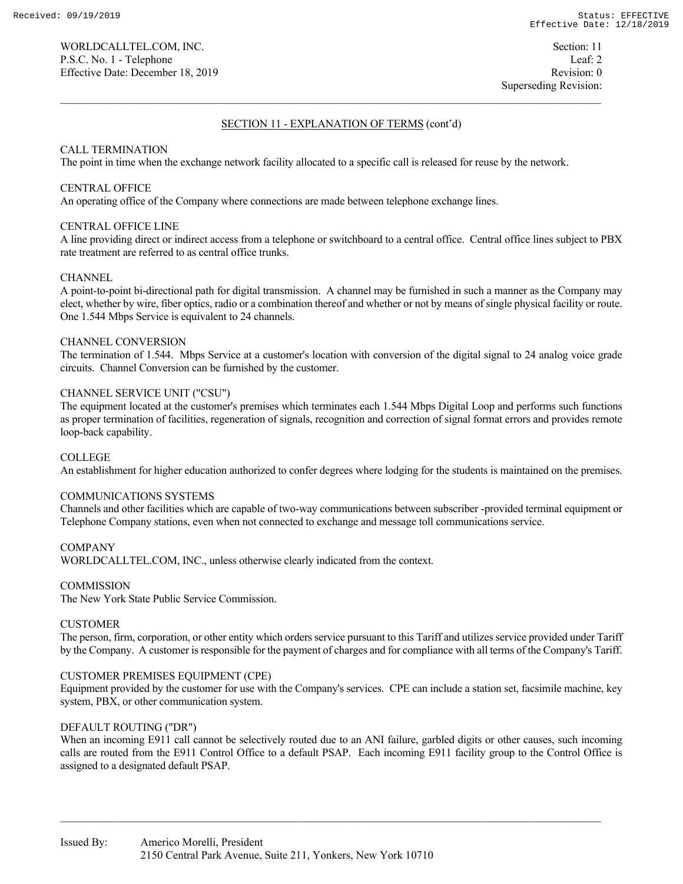## SECTION 11 - EXPLANATION OF TERMS (cont'd)

CALL TERMINATION
The point in time when the exchange network facility allocated to a specific call is released for reuse by the network.

CENTRAL OFFICE
An operating office of the Company where connections are made between telephone exchange lines.

CENTRAL OFFICE LINE
A line providing direct or indirect access from a telephone or switchboard to a central office. Central office lines subject to PBX rate treatment are referred to as central office trunks.

CHANNEL
A point-to-point bi-directional path for digital transmission. A channel may be furnished in such a manner as the Company may elect, whether by wire, fiber optics, radio or a combination thereof and whether or not by means of single physical facility or route. One 1.544 Mbps Service is equivalent to 24 channels.

CHANNEL CONVERSION
The termination of 1.544. Mbps Service at a customer's location with conversion of the digital signal to 24 analog voice grade circuits. Channel Conversion can be furnished by the customer.

CHANNEL SERVICE UNIT ("CSU")
The equipment located at the customer's premises which terminates each 1.544 Mbps Digital Loop and performs such functions as proper termination of facilities, regeneration of signals, recognition and correction of signal format errors and provides remote loop-back capability.

COLLEGE
An establishment for higher education authorized to confer degrees where lodging for the students is maintained on the premises.

COMMUNICATIONS SYSTEMS
Channels and other facilities which are capable of two-way communications between subscriber -provided terminal equipment or Telephone Company stations, even when not connected to exchange and message toll communications service.

COMPANY
WORLDCALLTEL.COM, INC., unless otherwise clearly indicated from the context.

COMMISSION
The New York State Public Service Commission.

CUSTOMER
The person, firm, corporation, or other entity which orders service pursuant to this Tariff and utilizes service provided under Tariff by the Company. A customer is responsible for the payment of charges and for compliance with all terms of the Company's Tariff.

CUSTOMER PREMISES EQUIPMENT (CPE)
Equipment provided by the customer for use with the Company's services. CPE can include a station set, facsimile machine, key system, PBX, or other communication system.

DEFAULT ROUTING ("DR")
When an incoming E911 call cannot be selectively routed due to an ANI failure, garbled digits or other causes, such incoming calls are routed from the E911 Control Office to a default PSAP. Each incoming E911 facility group to the Control Office is assigned to a designated default PSAP.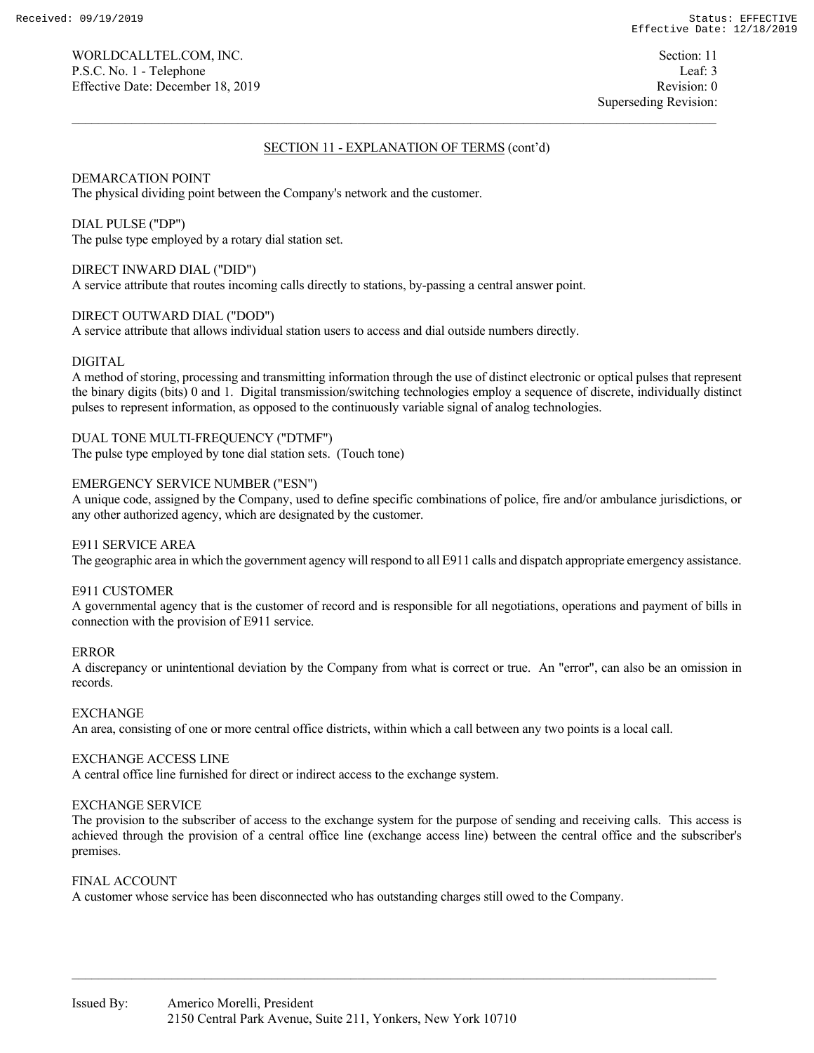## SECTION 11 - EXPLANATION OF TERMS (cont'd)

DEMARCATION POINT
The physical dividing point between the Company's network and the customer.

DIAL PULSE ("DP")
The pulse type employed by a rotary dial station set.

DIRECT INWARD DIAL ("DID")
A service attribute that routes incoming calls directly to stations, by-passing a central answer point.

DIRECT OUTWARD DIAL ("DOD")
A service attribute that allows individual station users to access and dial outside numbers directly.

DIGITAL
A method of storing, processing and transmitting information through the use of distinct electronic or optical pulses that represent the binary digits (bits) 0 and 1. Digital transmission/switching technologies employ a sequence of discrete, individually distinct pulses to represent information, as opposed to the continuously variable signal of analog technologies.

DUAL TONE MULTI-FREQUENCY ("DTMF")
The pulse type employed by tone dial station sets. (Touch tone)

EMERGENCY SERVICE NUMBER ("ESN")
A unique code, assigned by the Company, used to define specific combinations of police, fire and/or ambulance jurisdictions, or any other authorized agency, which are designated by the customer.

E911 SERVICE AREA
The geographic area in which the government agency will respond to all E911 calls and dispatch appropriate emergency assistance.

E911 CUSTOMER
A governmental agency that is the customer of record and is responsible for all negotiations, operations and payment of bills in connection with the provision of E911 service.

ERROR
A discrepancy or unintentional deviation by the Company from what is correct or true. An "error", can also be an omission in records.

EXCHANGE
An area, consisting of one or more central office districts, within which a call between any two points is a local call.

EXCHANGE ACCESS LINE
A central office line furnished for direct or indirect access to the exchange system.

EXCHANGE SERVICE
The provision to the subscriber of access to the exchange system for the purpose of sending and receiving calls. This access is achieved through the provision of a central office line (exchange access line) between the central office and the subscriber's premises.

FINAL ACCOUNT
A customer whose service has been disconnected who has outstanding charges still owed to the Company.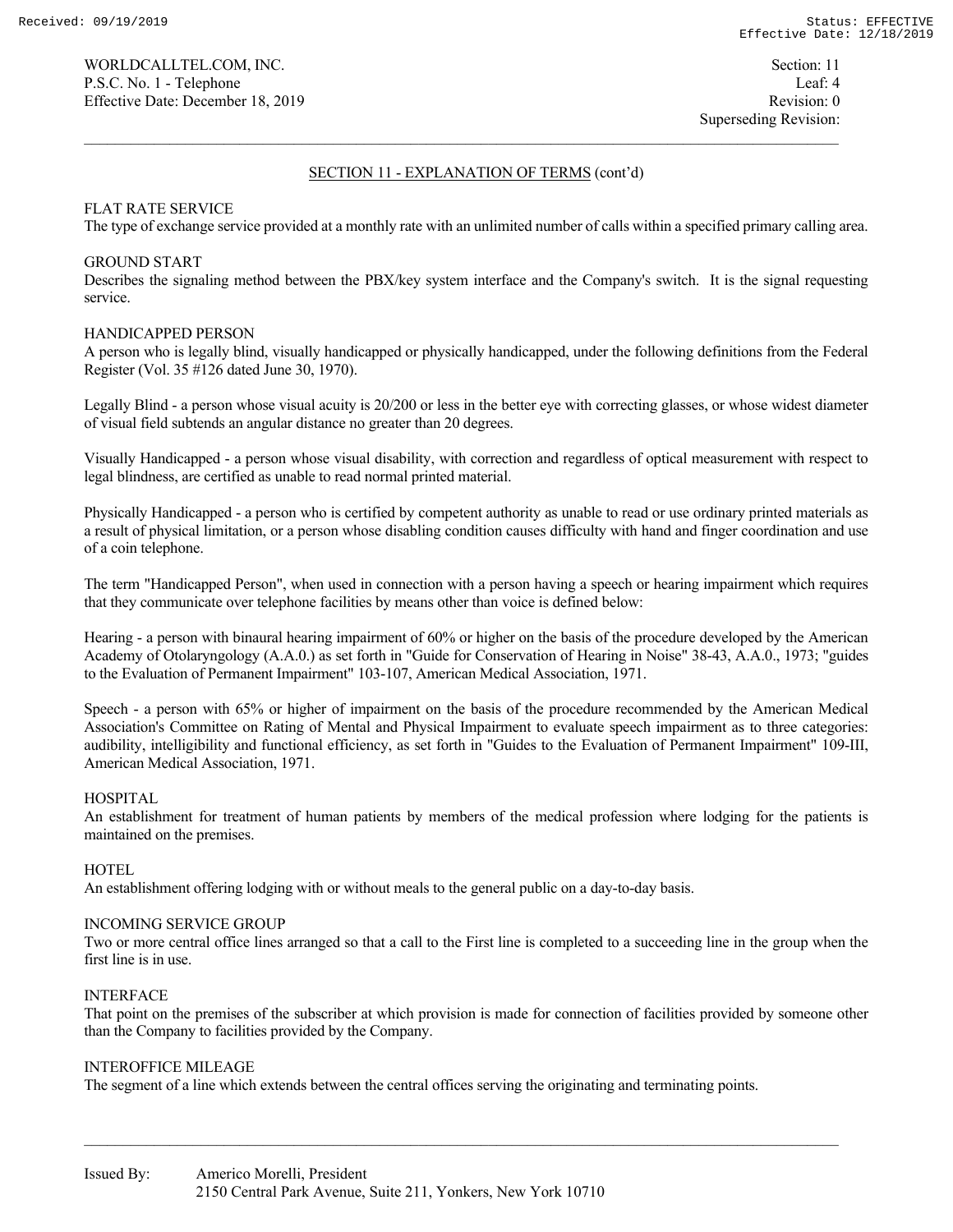## SECTION 11 - EXPLANATION OF TERMS (cont'd)

FLAT RATE SERVICE
The type of exchange service provided at a monthly rate with an unlimited number of calls within a specified primary calling area.

GROUND START
Describes the signaling method between the PBX/key system interface and the Company's switch. It is the signal requesting service.

HANDICAPPED PERSON
A person who is legally blind, visually handicapped or physically handicapped, under the following definitions from the Federal Register (Vol. 35 #126 dated June 30, 1970).

Legally Blind - a person whose visual acuity is 20/200 or less in the better eye with correcting glasses, or whose widest diameter of visual field subtends an angular distance no greater than 20 degrees.

Visually Handicapped - a person whose visual disability, with correction and regardless of optical measurement with respect to legal blindness, are certified as unable to read normal printed material.

Physically Handicapped - a person who is certified by competent authority as unable to read or use ordinary printed materials as a result of physical limitation, or a person whose disabling condition causes difficulty with hand and finger coordination and use of a coin telephone.

The term "Handicapped Person", when used in connection with a person having a speech or hearing impairment which requires that they communicate over telephone facilities by means other than voice is defined below:

Hearing - a person with binaural hearing impairment of 60% or higher on the basis of the procedure developed by the American Academy of Otolaryngology (A.A.0.) as set forth in "Guide for Conservation of Hearing in Noise" 38-43, A.A.0., 1973; "guides to the Evaluation of Permanent Impairment" 103-107, American Medical Association, 1971.

Speech - a person with 65% or higher of impairment on the basis of the procedure recommended by the American Medical Association's Committee on Rating of Mental and Physical Impairment to evaluate speech impairment as to three categories: audibility, intelligibility and functional efficiency, as set forth in "Guides to the Evaluation of Permanent Impairment" 109-III, American Medical Association, 1971.

HOSPITAL
An establishment for treatment of human patients by members of the medical profession where lodging for the patients is maintained on the premises.

HOTEL
An establishment offering lodging with or without meals to the general public on a day-to-day basis.

INCOMING SERVICE GROUP
Two or more central office lines arranged so that a call to the First line is completed to a succeeding line in the group when the first line is in use.

INTERFACE
That point on the premises of the subscriber at which provision is made for connection of facilities provided by someone other than the Company to facilities provided by the Company.

INTEROFFICE MILEAGE
The segment of a line which extends between the central offices serving the originating and terminating points.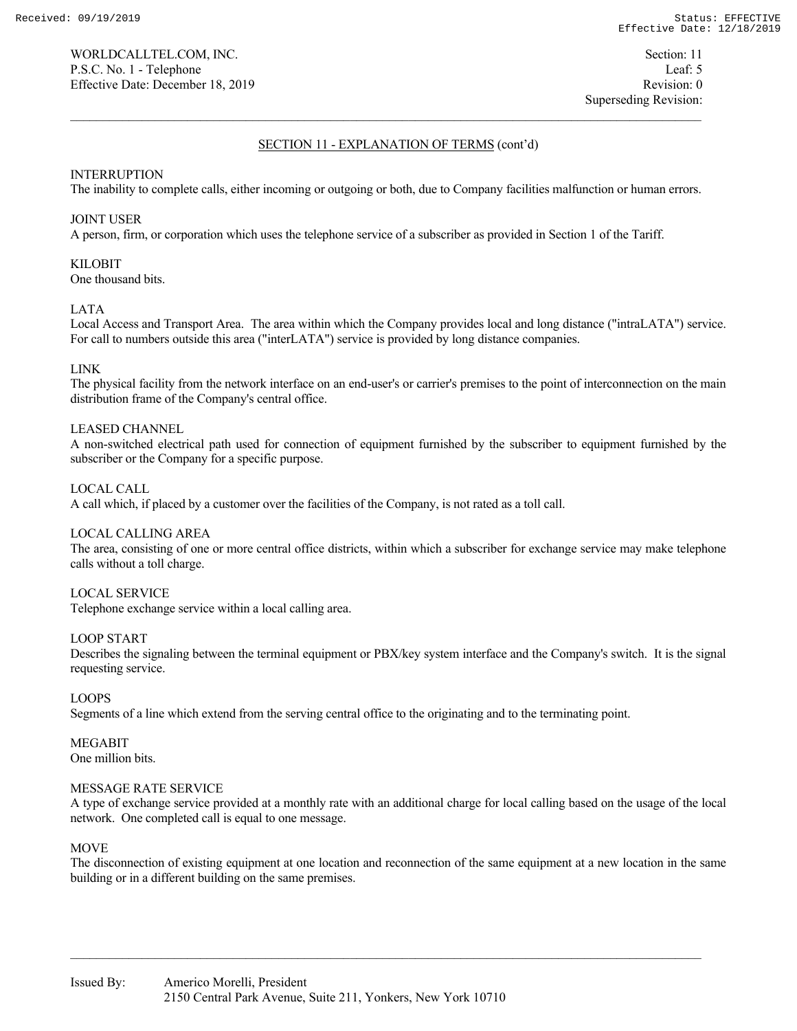## SECTION 11 - EXPLANATION OF TERMS (cont'd)

INTERRUPTION
The inability to complete calls, either incoming or outgoing or both, due to Company facilities malfunction or human errors.

JOINT USER
A person, firm, or corporation which uses the telephone service of a subscriber as provided in Section 1 of the Tariff.

KILOBIT
One thousand bits.

LATA
Local Access and Transport Area. The area within which the Company provides local and long distance ("intraLATA") service. For call to numbers outside this area ("interLATA") service is provided by long distance companies.

LINK
The physical facility from the network interface on an end-user's or carrier's premises to the point of interconnection on the main distribution frame of the Company's central office.

LEASED CHANNEL
A non-switched electrical path used for connection of equipment furnished by the subscriber to equipment furnished by the subscriber or the Company for a specific purpose.

LOCAL CALL
A call which, if placed by a customer over the facilities of the Company, is not rated as a toll call.

LOCAL CALLING AREA
The area, consisting of one or more central office districts, within which a subscriber for exchange service may make telephone calls without a toll charge.

LOCAL SERVICE
Telephone exchange service within a local calling area.

LOOP START
Describes the signaling between the terminal equipment or PBX/key system interface and the Company's switch. It is the signal requesting service.

LOOPS
Segments of a line which extend from the serving central office to the originating and to the terminating point.

MEGABIT
One million bits.

MESSAGE RATE SERVICE
A type of exchange service provided at a monthly rate with an additional charge for local calling based on the usage of the local network. One completed call is equal to one message.

MOVE
The disconnection of existing equipment at one location and reconnection of the same equipment at a new location in the same building or in a different building on the same premises.

Issued By: Americo Morelli, President
2150 Central Park Avenue, Suite 211, Yonkers, New York 10710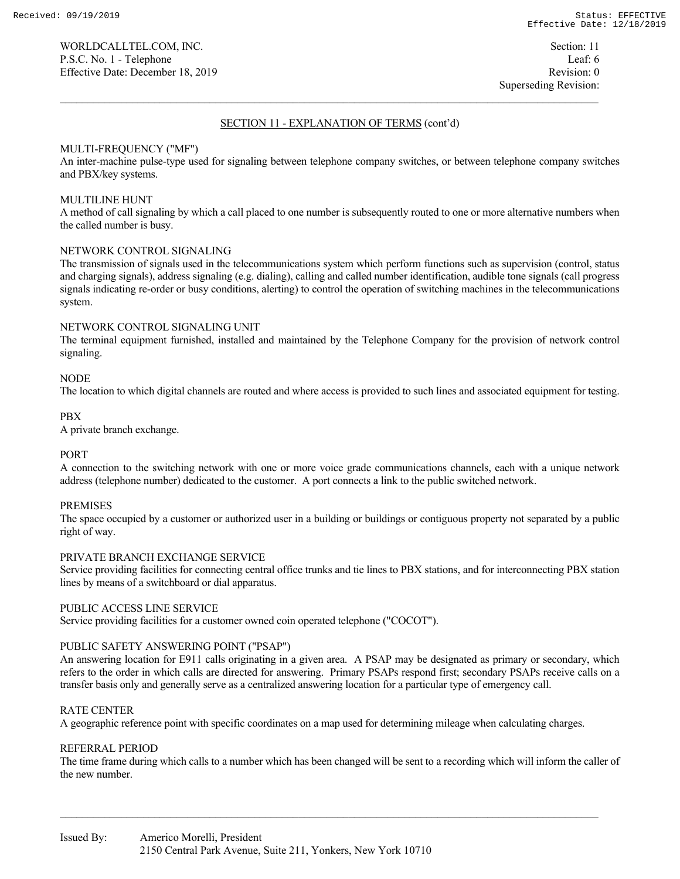## SECTION 11 - EXPLANATION OF TERMS (cont'd)

MULTI-FREQUENCY ("MF")
An inter-machine pulse-type used for signaling between telephone company switches, or between telephone company switches and PBX/key systems.

MULTILINE HUNT
A method of call signaling by which a call placed to one number is subsequently routed to one or more alternative numbers when the called number is busy.

NETWORK CONTROL SIGNALING
The transmission of signals used in the telecommunications system which perform functions such as supervision (control, status and charging signals), address signaling (e.g. dialing), calling and called number identification, audible tone signals (call progress signals indicating re-order or busy conditions, alerting) to control the operation of switching machines in the telecommunications system.

NETWORK CONTROL SIGNALING UNIT
The terminal equipment furnished, installed and maintained by the Telephone Company for the provision of network control signaling.

NODE
The location to which digital channels are routed and where access is provided to such lines and associated equipment for testing.

PBX
A private branch exchange.

PORT
A connection to the switching network with one or more voice grade communications channels, each with a unique network address (telephone number) dedicated to the customer. A port connects a link to the public switched network.

PREMISES
The space occupied by a customer or authorized user in a building or buildings or contiguous property not separated by a public right of way.

PRIVATE BRANCH EXCHANGE SERVICE
Service providing facilities for connecting central office trunks and tie lines to PBX stations, and for interconnecting PBX station lines by means of a switchboard or dial apparatus.

PUBLIC ACCESS LINE SERVICE
Service providing facilities for a customer owned coin operated telephone ("COCOT").

PUBLIC SAFETY ANSWERING POINT ("PSAP")
An answering location for E911 calls originating in a given area. A PSAP may be designated as primary or secondary, which refers to the order in which calls are directed for answering. Primary PSAPs respond first; secondary PSAPs receive calls on a transfer basis only and generally serve as a centralized answering location for a particular type of emergency call.

RATE CENTER
A geographic reference point with specific coordinates on a map used for determining mileage when calculating charges.

REFERRAL PERIOD
The time frame during which calls to a number which has been changed will be sent to a recording which will inform the caller of the new number.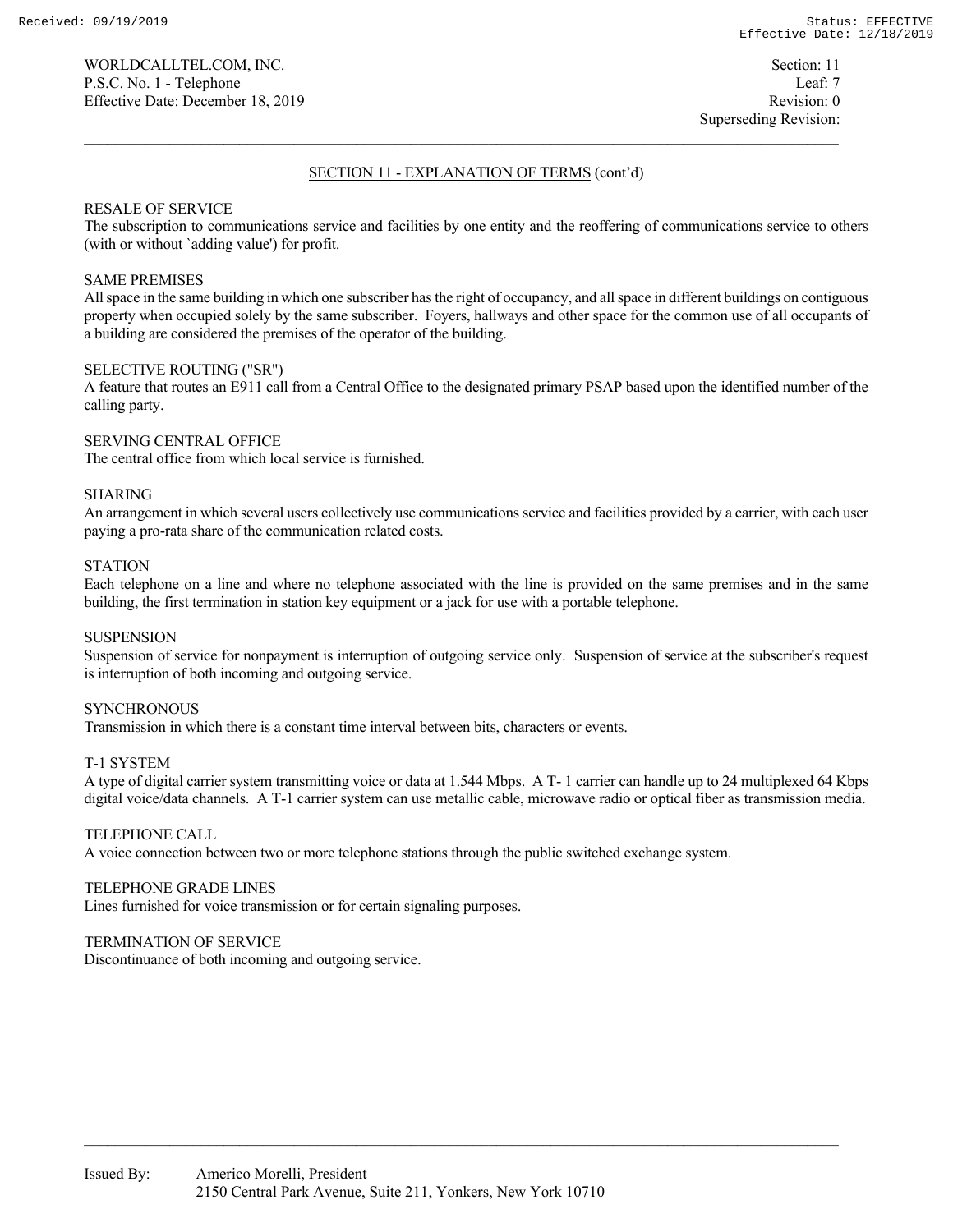## SECTION 11 - EXPLANATION OF TERMS (cont'd)

RESALE OF SERVICE
The subscription to communications service and facilities by one entity and the reoffering of communications service to others (with or without `adding value') for profit.

SAME PREMISES
All space in the same building in which one subscriber has the right of occupancy, and all space in different buildings on contiguous property when occupied solely by the same subscriber. Foyers, hallways and other space for the common use of all occupants of a building are considered the premises of the operator of the building.

SELECTIVE ROUTING ("SR")
A feature that routes an E911 call from a Central Office to the designated primary PSAP based upon the identified number of the calling party.

SERVING CENTRAL OFFICE
The central office from which local service is furnished.

SHARING
An arrangement in which several users collectively use communications service and facilities provided by a carrier, with each user paying a pro-rata share of the communication related costs.

STATION
Each telephone on a line and where no telephone associated with the line is provided on the same premises and in the same building, the first termination in station key equipment or a jack for use with a portable telephone.

SUSPENSION
Suspension of service for nonpayment is interruption of outgoing service only. Suspension of service at the subscriber's request is interruption of both incoming and outgoing service.

SYNCHRONOUS
Transmission in which there is a constant time interval between bits, characters or events.

T-1 SYSTEM
A type of digital carrier system transmitting voice or data at 1.544 Mbps. A T- 1 carrier can handle up to 24 multiplexed 64 Kbps digital voice/data channels. A T-1 carrier system can use metallic cable, microwave radio or optical fiber as transmission media.

TELEPHONE CALL
A voice connection between two or more telephone stations through the public switched exchange system.

TELEPHONE GRADE LINES
Lines furnished for voice transmission or for certain signaling purposes.

TERMINATION OF SERVICE
Discontinuance of both incoming and outgoing service.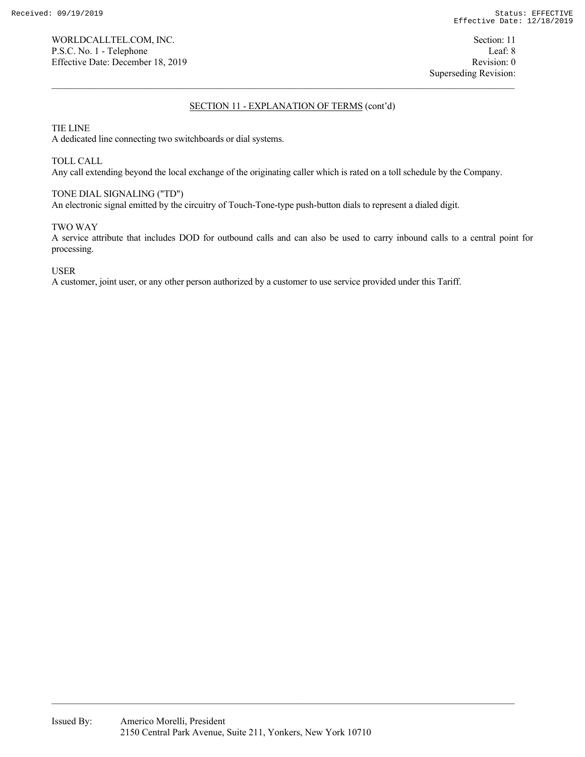## SECTION 11 - EXPLANATION OF TERMS (cont'd)

TIE LINE
A dedicated line connecting two switchboards or dial systems.

TOLL CALL
Any call extending beyond the local exchange of the originating caller which is rated on a toll schedule by the Company.

TONE DIAL SIGNALING ("TD")
An electronic signal emitted by the circuitry of Touch-Tone-type push-button dials to represent a dialed digit.

TWO WAY
A service attribute that includes DOD for outbound calls and can also be used to carry inbound calls to a central point for processing.

USER
A customer, joint user, or any other person authorized by a customer to use service provided under this Tariff.